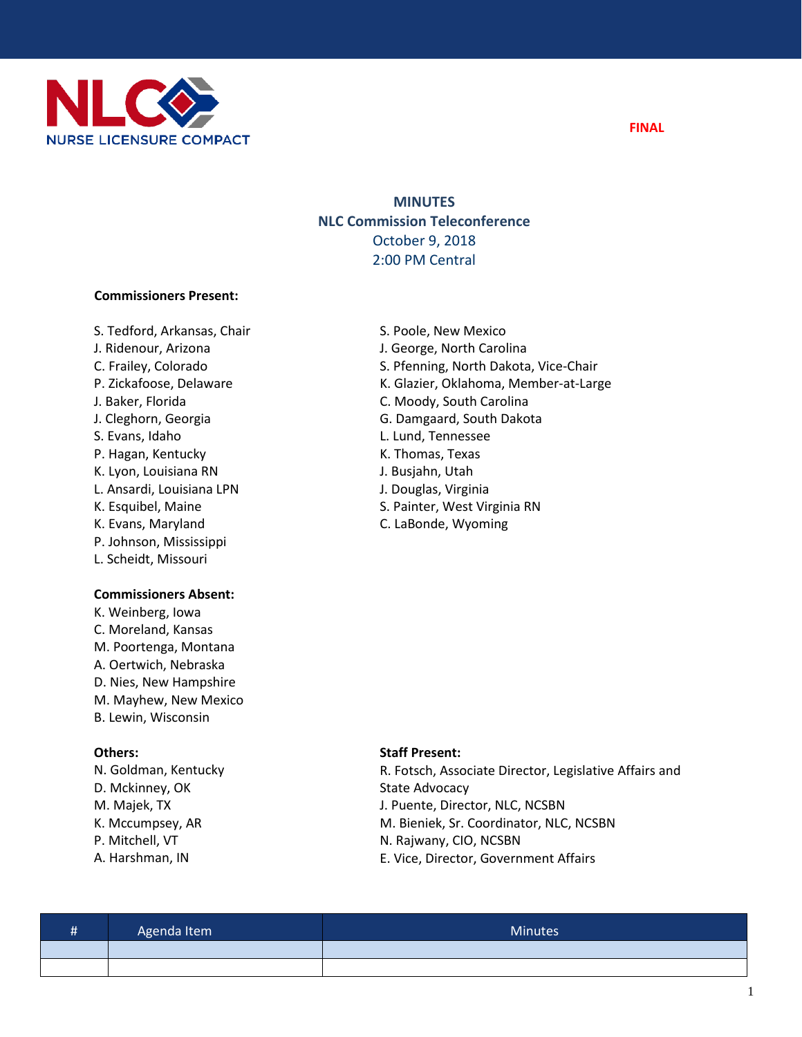NLC NURSE LICENSURE COMPACT

FINAL

# MINUTES

## NLC Commission Teleconference

October 9, 2018

2:00 PM Central

**Commissioners Present:**

S. Tedford, Arkansas, Chair
J. Ridenour, Arizona
C. Frailey, Colorado
P. Zickafoose, Delaware
J. Baker, Florida
J. Cleghorn, Georgia
S. Evans, Idaho
P. Hagan, Kentucky
K. Lyon, Louisiana RN
L. Ansardi, Louisiana LPN
K. Esquibel, Maine
K. Evans, Maryland
P. Johnson, Mississippi
L. Scheidt, Missouri
S. Poole, New Mexico
J. George, North Carolina
S. Pfenning, North Dakota, Vice-Chair
K. Glazier, Oklahoma, Member-at-Large
C. Moody, South Carolina
G. Damgaard, South Dakota
L. Lund, Tennessee
K. Thomas, Texas
J. Busjahn, Utah
J. Douglas, Virginia
S. Painter, West Virginia RN
C. LaBonde, Wyoming

**Commissioners Absent:**

K. Weinberg, Iowa
C. Moreland, Kansas
M. Poortenga, Montana
A. Oertwich, Nebraska
D. Nies, New Hampshire
M. Mayhew, New Mexico
B. Lewin, Wisconsin

**Others:**

N. Goldman, Kentucky
D. Mckinney, OK
M. Majek, TX
K. Mccumpsey, AR
P. Mitchell, VT
A. Harshman, IN

**Staff Present:**

R. Fotsch, Associate Director, Legislative Affairs and State Advocacy
J. Puente, Director, NLC, NCSBN
M. Bieniek, Sr. Coordinator, NLC, NCSBN
N. Rajwany, CIO, NCSBN
E. Vice, Director, Government Affairs

| # | Agenda Item | Minutes |
|---|---|---|
| | | |
| | | |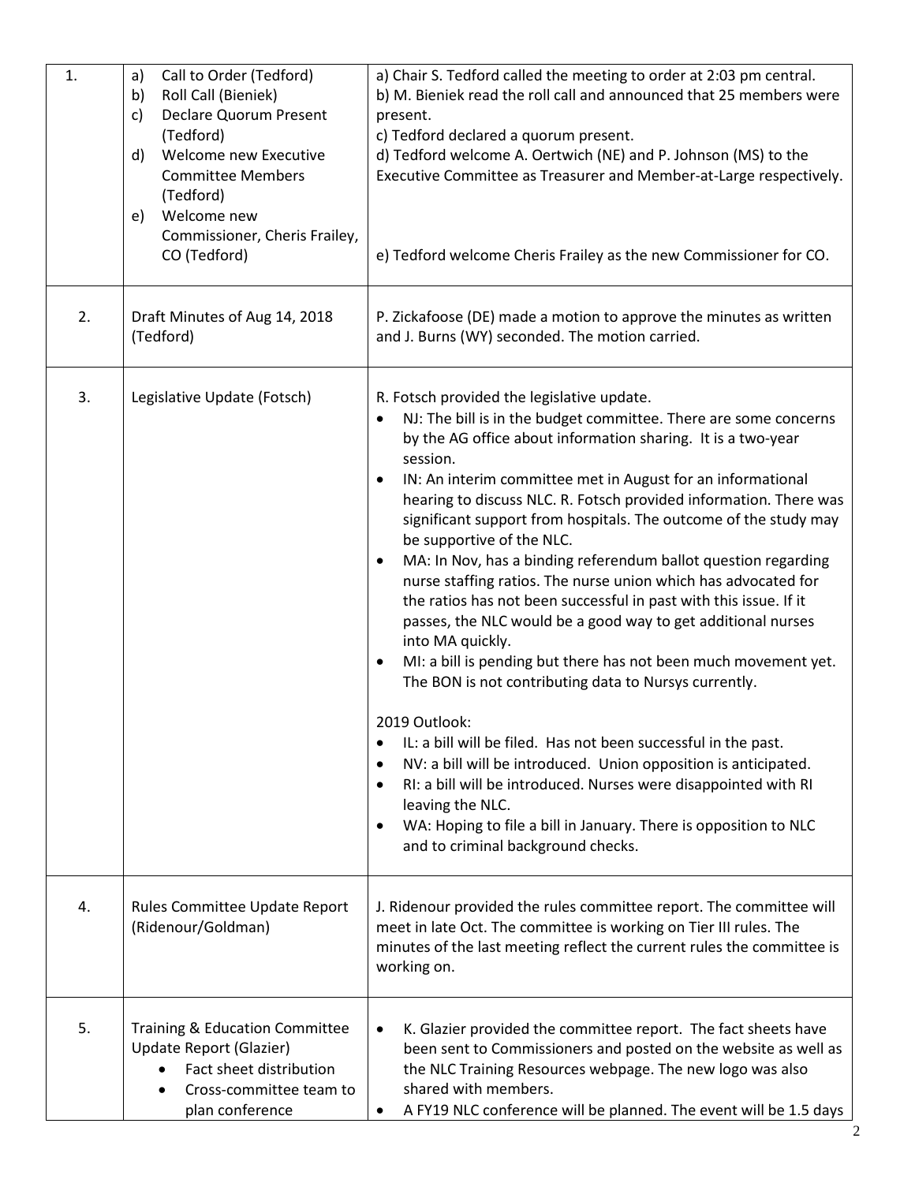| | | |
|---|---|---|
| 1. | a) Call to Order (Tedford)<br>b) Roll Call (Bieniek)<br>c) Declare Quorum Present (Tedford)<br>d) Welcome new Executive Committee Members (Tedford)<br>e) Welcome new Commissioner, Cheris Frailey, CO (Tedford) | a) Chair S. Tedford called the meeting to order at 2:03 pm central.<br>b) M. Bieniek read the roll call and announced that 25 members were present.<br>c) Tedford declared a quorum present.<br>d) Tedford welcome A. Oertwich (NE) and P. Johnson (MS) to the Executive Committee as Treasurer and Member-at-Large respectively.<br>e) Tedford welcome Cheris Frailey as the new Commissioner for CO. |
| 2. | Draft Minutes of Aug 14, 2018 (Tedford) | P. Zickafoose (DE) made a motion to approve the minutes as written and J. Burns (WY) seconded. The motion carried. |
| 3. | Legislative Update (Fotsch) | R. Fotsch provided the legislative update.<br>• NJ: The bill is in the budget committee. There are some concerns by the AG office about information sharing. It is a two-year session.<br>• IN: An interim committee met in August for an informational hearing to discuss NLC. R. Fotsch provided information. There was significant support from hospitals. The outcome of the study may be supportive of the NLC.<br>• MA: In Nov, has a binding referendum ballot question regarding nurse staffing ratios. The nurse union which has advocated for the ratios has not been successful in past with this issue. If it passes, the NLC would be a good way to get additional nurses into MA quickly.<br>• MI: a bill is pending but there has not been much movement yet. The BON is not contributing data to Nursys currently.<br><br>2019 Outlook:<br>• IL: a bill will be filed. Has not been successful in the past.<br>• NV: a bill will be introduced. Union opposition is anticipated.<br>• RI: a bill will be introduced. Nurses were disappointed with RI leaving the NLC.<br>• WA: Hoping to file a bill in January. There is opposition to NLC and to criminal background checks. |
| 4. | Rules Committee Update Report (Ridenour/Goldman) | J. Ridenour provided the rules committee report. The committee will meet in late Oct. The committee is working on Tier III rules. The minutes of the last meeting reflect the current rules the committee is working on. |
| 5. | Training & Education Committee Update Report (Glazier)<br>• Fact sheet distribution<br>• Cross-committee team to plan conference | • K. Glazier provided the committee report. The fact sheets have been sent to Commissioners and posted on the website as well as the NLC Training Resources webpage. The new logo was also shared with members.<br>• A FY19 NLC conference will be planned. The event will be 1.5 days |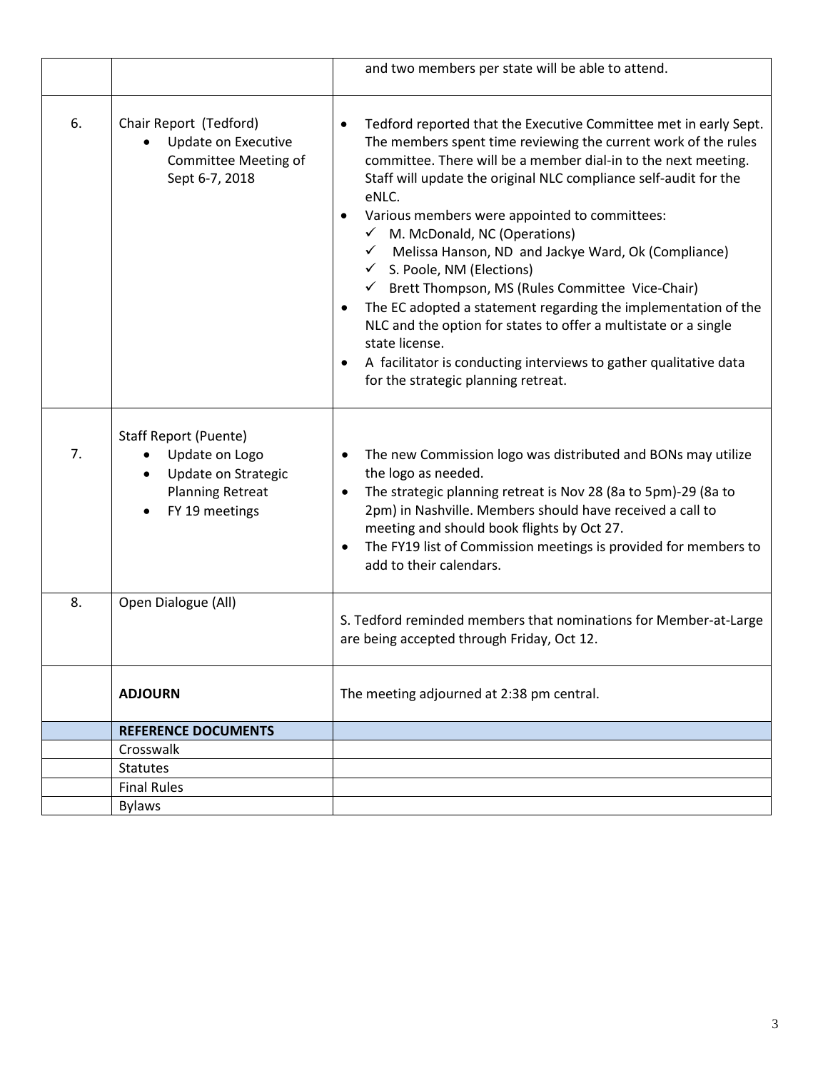| | | |
|---|---|---|
| | | and two members per state will be able to attend. |
| 6. | Chair Report (Tedford)<br>• Update on Executive Committee Meeting of Sept 6-7, 2018 | • Tedford reported that the Executive Committee met in early Sept. The members spent time reviewing the current work of the rules committee. There will be a member dial-in to the next meeting. Staff will update the original NLC compliance self-audit for the eNLC.<br>• Various members were appointed to committees:<br>  ✓ M. McDonald, NC (Operations)<br>  ✓ Melissa Hanson, ND and Jackye Ward, Ok (Compliance)<br>  ✓ S. Poole, NM (Elections)<br>  ✓ Brett Thompson, MS (Rules Committee Vice-Chair)<br>• The EC adopted a statement regarding the implementation of the NLC and the option for states to offer a multistate or a single state license.<br>• A facilitator is conducting interviews to gather qualitative data for the strategic planning retreat. |
| 7. | Staff Report (Puente)<br>• Update on Logo<br>• Update on Strategic Planning Retreat<br>• FY 19 meetings | • The new Commission logo was distributed and BONs may utilize the logo as needed.<br>• The strategic planning retreat is Nov 28 (8a to 5pm)-29 (8a to 2pm) in Nashville. Members should have received a call to meeting and should book flights by Oct 27.<br>• The FY19 list of Commission meetings is provided for members to add to their calendars. |
| 8. | Open Dialogue (All) | S. Tedford reminded members that nominations for Member-at-Large are being accepted through Friday, Oct 12. |
| | **ADJOURN** | The meeting adjourned at 2:38 pm central. |
| | **REFERENCE DOCUMENTS** | |
| | Crosswalk | |
| | Statutes | |
| | Final Rules | |
| | Bylaws | |